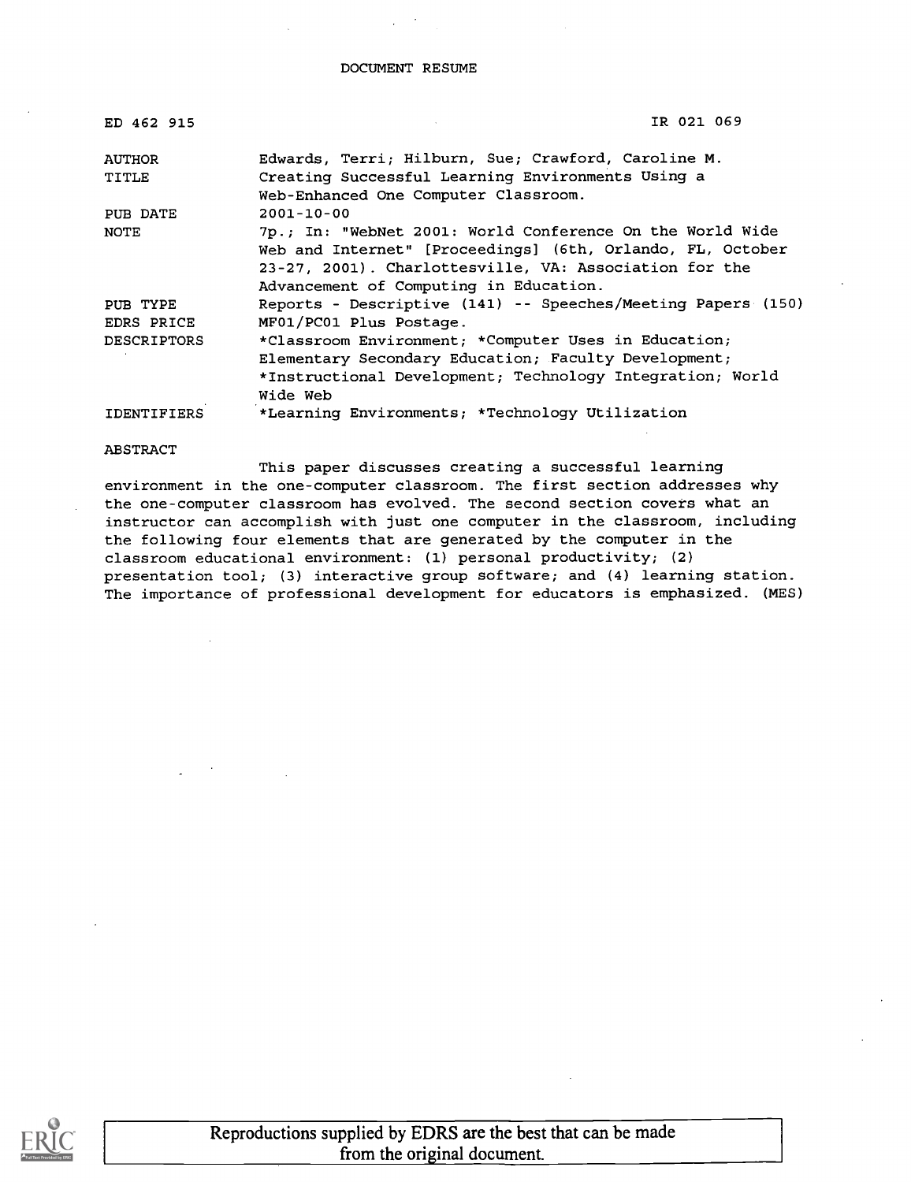# DOCUMENT RESUME

| | |
|---|---|
| ED 462 915 | IR 021 069 |
| AUTHOR | Edwards, Terri; Hilburn, Sue; Crawford, Caroline M. |
| TITLE | Creating Successful Learning Environments Using a Web-Enhanced One Computer Classroom. |
| PUB DATE | 2001-10-00 |
| NOTE | 7p.; In: "WebNet 2001: World Conference On the World Wide Web and Internet" [Proceedings] (6th, Orlando, FL, October 23-27, 2001). Charlottesville, VA: Association for the Advancement of Computing in Education. |
| PUB TYPE | Reports - Descriptive (141) -- Speeches/Meeting Papers (150) |
| EDRS PRICE | MF01/PC01 Plus Postage. |
| DESCRIPTORS | *Classroom Environment; *Computer Uses in Education; Elementary Secondary Education; Faculty Development; *Instructional Development; Technology Integration; World Wide Web |
| IDENTIFIERS | *Learning Environments; *Technology Utilization |

ABSTRACT

This paper discusses creating a successful learning environment in the one-computer classroom. The first section addresses why the one-computer classroom has evolved. The second section covers what an instructor can accomplish with just one computer in the classroom, including the following four elements that are generated by the computer in the classroom educational environment: (1) personal productivity; (2) presentation tool; (3) interactive group software; and (4) learning station. The importance of professional development for educators is emphasized. (MES)

Reproductions supplied by EDRS are the best that can be made from the original document.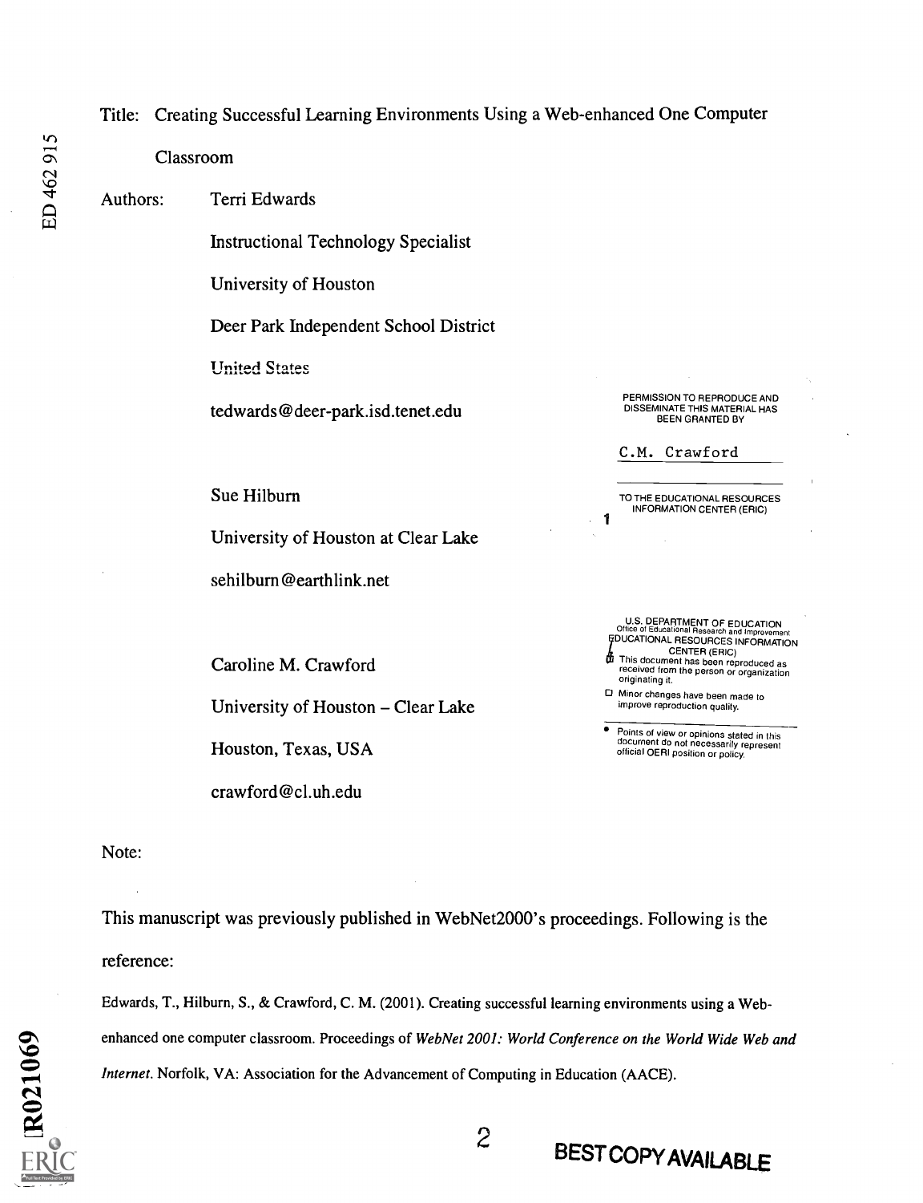Title: Creating Successful Learning Environments Using a Web-enhanced One Computer Classroom

Authors:

Terri Edwards

Instructional Technology Specialist

University of Houston

Deer Park Independent School District

United States

tedwards@deer-park.isd.tenet.edu

Sue Hilburn

University of Houston at Clear Lake

sehilburn@earthlink.net

Caroline M. Crawford

University of Houston – Clear Lake

Houston, Texas, USA

crawford@cl.uh.edu

PERMISSION TO REPRODUCE AND DISSEMINATE THIS MATERIAL HAS BEEN GRANTED BY

C.M. Crawford

TO THE EDUCATIONAL RESOURCES INFORMATION CENTER (ERIC)

U.S. DEPARTMENT OF EDUCATION
Office of Educational Research and Improvement
EDUCATIONAL RESOURCES INFORMATION CENTER (ERIC)

- This document has been reproduced as received from the person or organization originating it.
- Minor changes have been made to improve reproduction quality.
- Points of view or opinions stated in this document do not necessarily represent official OERI position or policy.

Note:

This manuscript was previously published in WebNet2000's proceedings. Following is the reference:

Edwards, T., Hilburn, S., & Crawford, C. M. (2001). Creating successful learning environments using a Web-enhanced one computer classroom. Proceedings of *WebNet 2001: World Conference on the World Wide Web and Internet*. Norfolk, VA: Association for the Advancement of Computing in Education (AACE).

BEST COPY AVAILABLE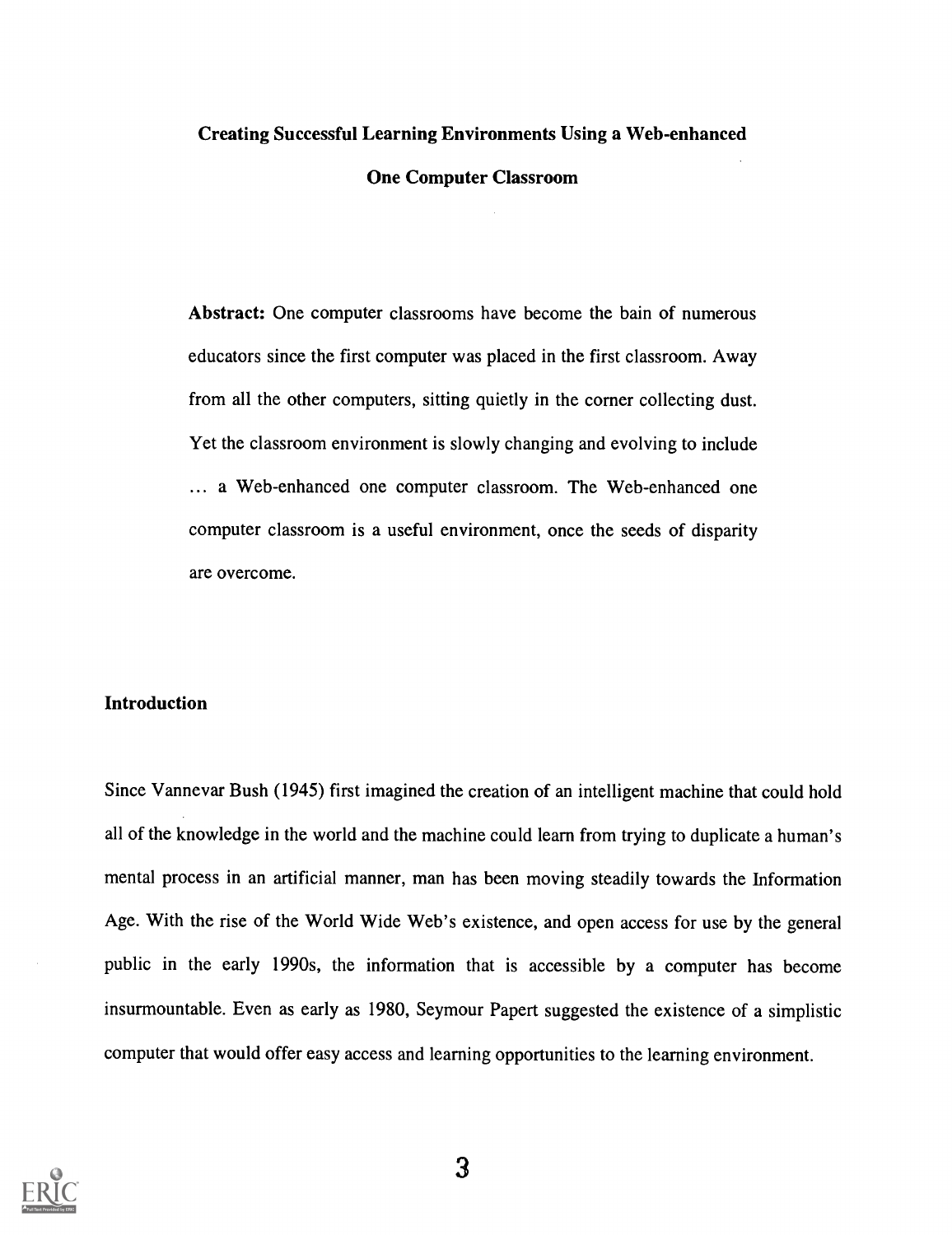# Creating Successful Learning Environments Using a Web-enhanced One Computer Classroom

**Abstract:** One computer classrooms have become the bain of numerous educators since the first computer was placed in the first classroom. Away from all the other computers, sitting quietly in the corner collecting dust. Yet the classroom environment is slowly changing and evolving to include ... a Web-enhanced one computer classroom. The Web-enhanced one computer classroom is a useful environment, once the seeds of disparity are overcome.

## Introduction

Since Vannevar Bush (1945) first imagined the creation of an intelligent machine that could hold all of the knowledge in the world and the machine could learn from trying to duplicate a human's mental process in an artificial manner, man has been moving steadily towards the Information Age. With the rise of the World Wide Web's existence, and open access for use by the general public in the early 1990s, the information that is accessible by a computer has become insurmountable. Even as early as 1980, Seymour Papert suggested the existence of a simplistic computer that would offer easy access and learning opportunities to the learning environment.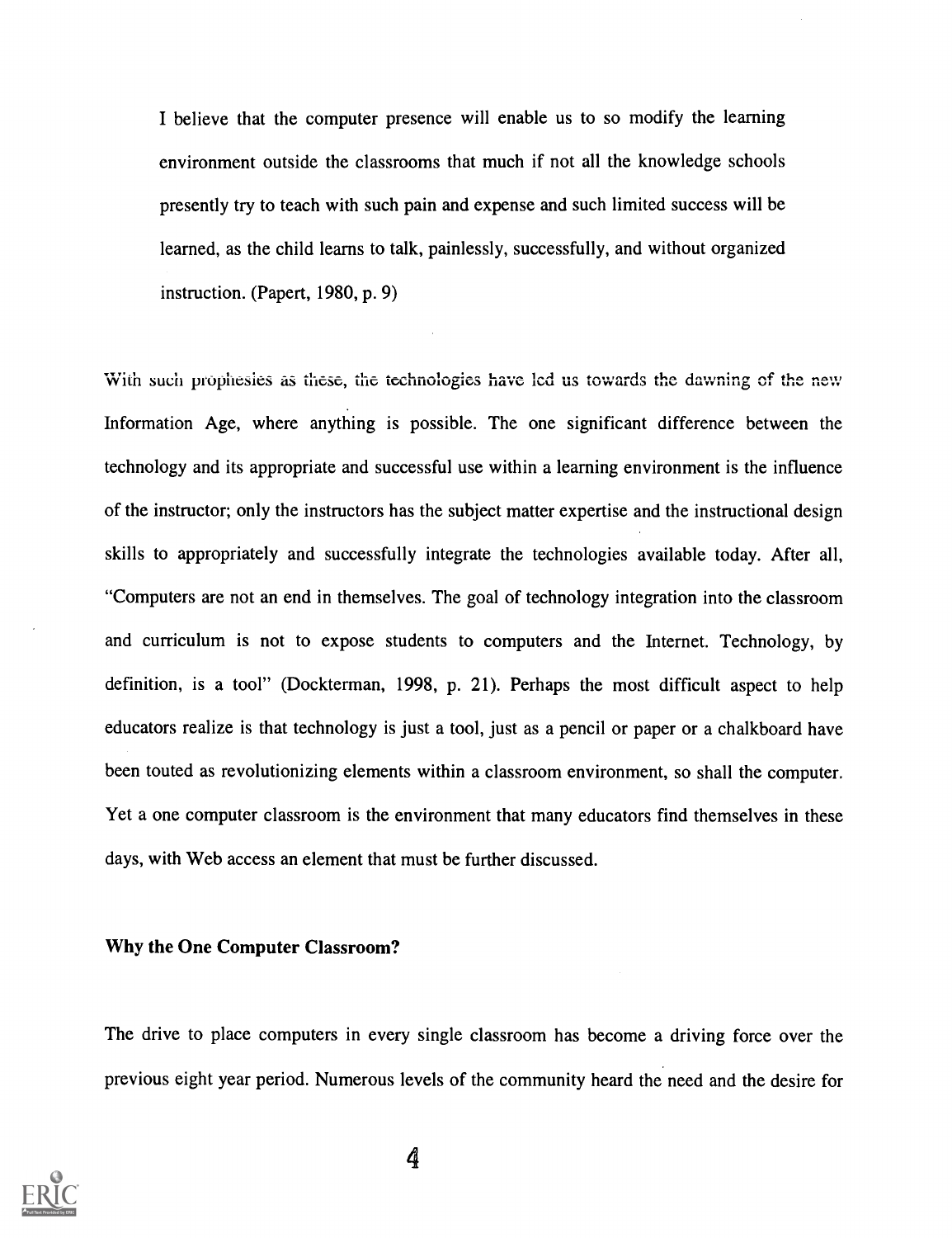> I believe that the computer presence will enable us to so modify the learning environment outside the classrooms that much if not all the knowledge schools presently try to teach with such pain and expense and such limited success will be learned, as the child learns to talk, painlessly, successfully, and without organized instruction. (Papert, 1980, p. 9)

With such prophesies as these, the technologies have led us towards the dawning of the new Information Age, where anything is possible. The one significant difference between the technology and its appropriate and successful use within a learning environment is the influence of the instructor; only the instructors has the subject matter expertise and the instructional design skills to appropriately and successfully integrate the technologies available today. After all, "Computers are not an end in themselves. The goal of technology integration into the classroom and curriculum is not to expose students to computers and the Internet. Technology, by definition, is a tool" (Dockterman, 1998, p. 21). Perhaps the most difficult aspect to help educators realize is that technology is just a tool, just as a pencil or paper or a chalkboard have been touted as revolutionizing elements within a classroom environment, so shall the computer. Yet a one computer classroom is the environment that many educators find themselves in these days, with Web access an element that must be further discussed.

### Why the One Computer Classroom?

The drive to place computers in every single classroom has become a driving force over the previous eight year period. Numerous levels of the community heard the need and the desire for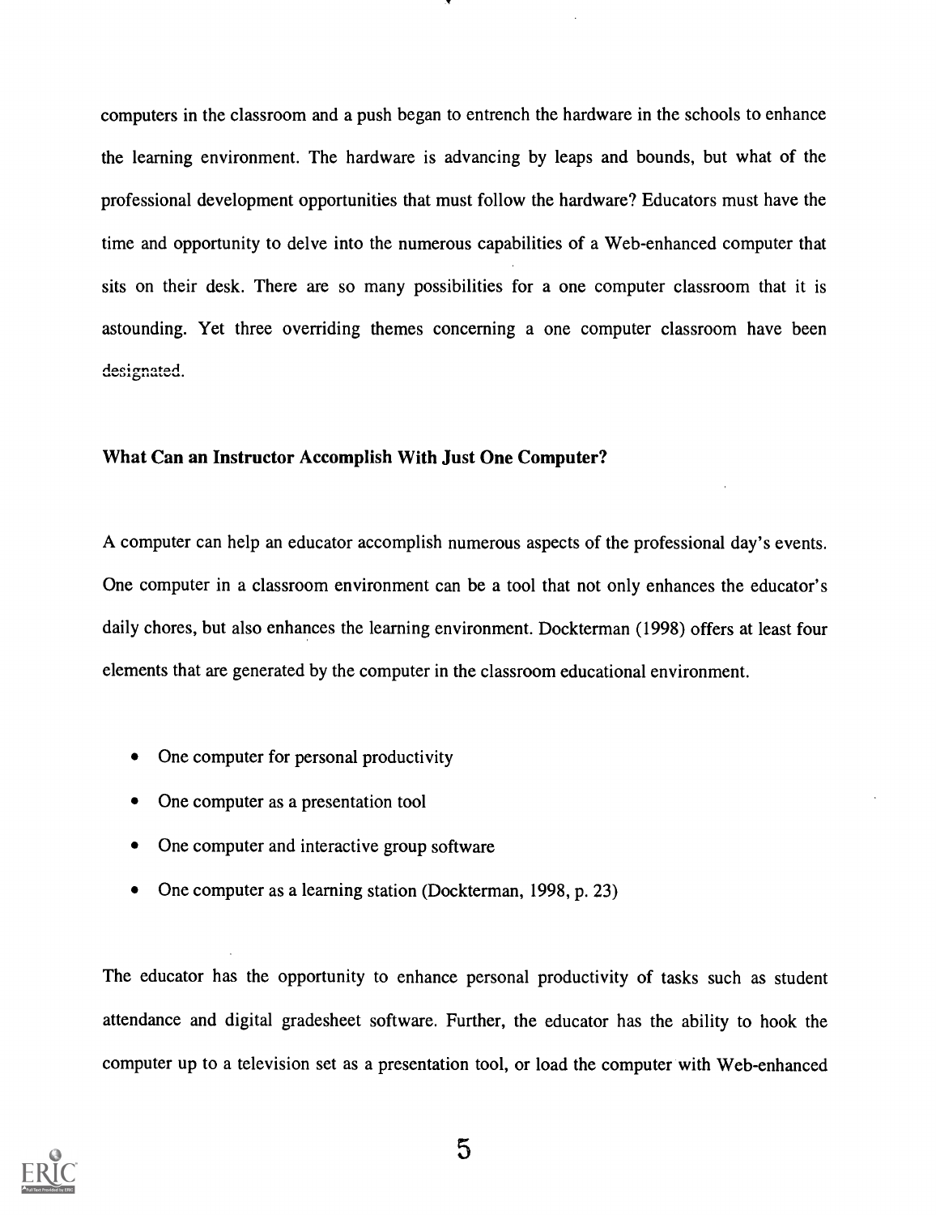computers in the classroom and a push began to entrench the hardware in the schools to enhance the learning environment. The hardware is advancing by leaps and bounds, but what of the professional development opportunities that must follow the hardware? Educators must have the time and opportunity to delve into the numerous capabilities of a Web-enhanced computer that sits on their desk. There are so many possibilities for a one computer classroom that it is astounding. Yet three overriding themes concerning a one computer classroom have been designated.

### What Can an Instructor Accomplish With Just One Computer?

A computer can help an educator accomplish numerous aspects of the professional day's events. One computer in a classroom environment can be a tool that not only enhances the educator's daily chores, but also enhances the learning environment. Dockterman (1998) offers at least four elements that are generated by the computer in the classroom educational environment.

- One computer for personal productivity
- One computer as a presentation tool
- One computer and interactive group software
- One computer as a learning station (Dockterman, 1998, p. 23)

The educator has the opportunity to enhance personal productivity of tasks such as student attendance and digital gradesheet software. Further, the educator has the ability to hook the computer up to a television set as a presentation tool, or load the computer with Web-enhanced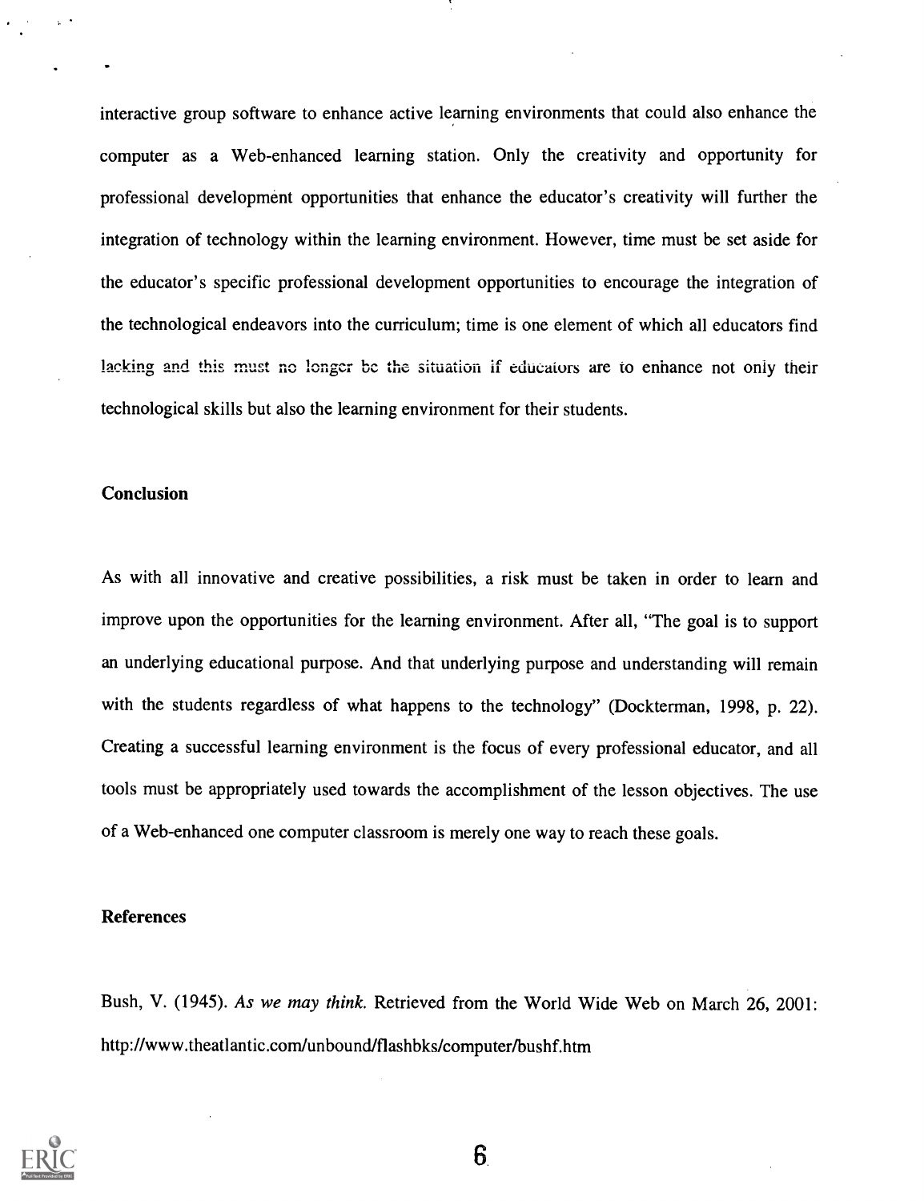interactive group software to enhance active learning environments that could also enhance the computer as a Web-enhanced learning station. Only the creativity and opportunity for professional development opportunities that enhance the educator's creativity will further the integration of technology within the learning environment. However, time must be set aside for the educator's specific professional development opportunities to encourage the integration of the technological endeavors into the curriculum; time is one element of which all educators find lacking and this must no longer be the situation if educators are to enhance not only their technological skills but also the learning environment for their students.

## Conclusion

As with all innovative and creative possibilities, a risk must be taken in order to learn and improve upon the opportunities for the learning environment. After all, "The goal is to support an underlying educational purpose. And that underlying purpose and understanding will remain with the students regardless of what happens to the technology" (Dockterman, 1998, p. 22). Creating a successful learning environment is the focus of every professional educator, and all tools must be appropriately used towards the accomplishment of the lesson objectives. The use of a Web-enhanced one computer classroom is merely one way to reach these goals.

## References

Bush, V. (1945). *As we may think.* Retrieved from the World Wide Web on March 26, 2001: http://www.theatlantic.com/unbound/flashbks/computer/bushf.htm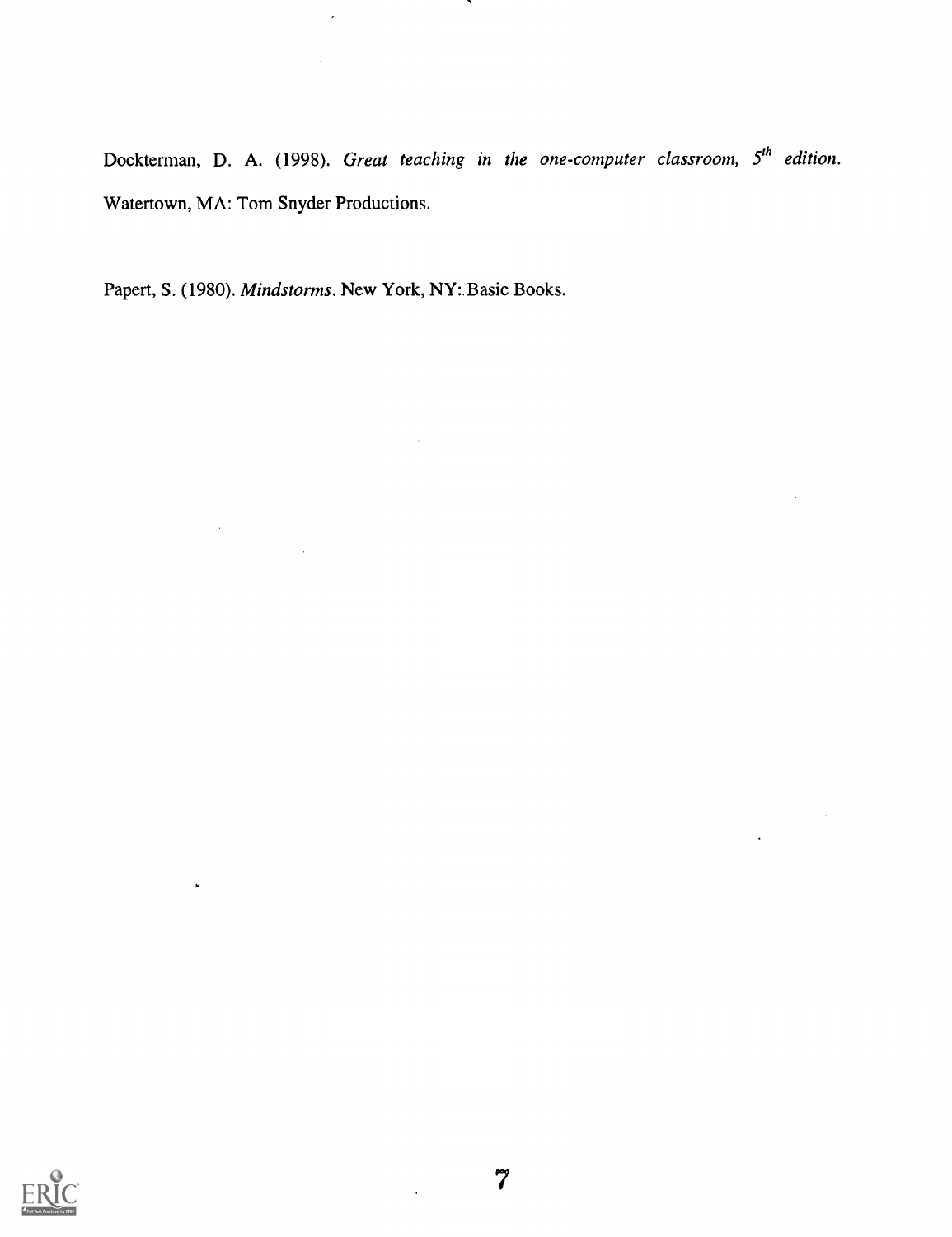Dockterman, D. A. (1998). *Great teaching in the one-computer classroom, 5th edition*. Watertown, MA: Tom Snyder Productions.

Papert, S. (1980). *Mindstorms*. New York, NY: Basic Books.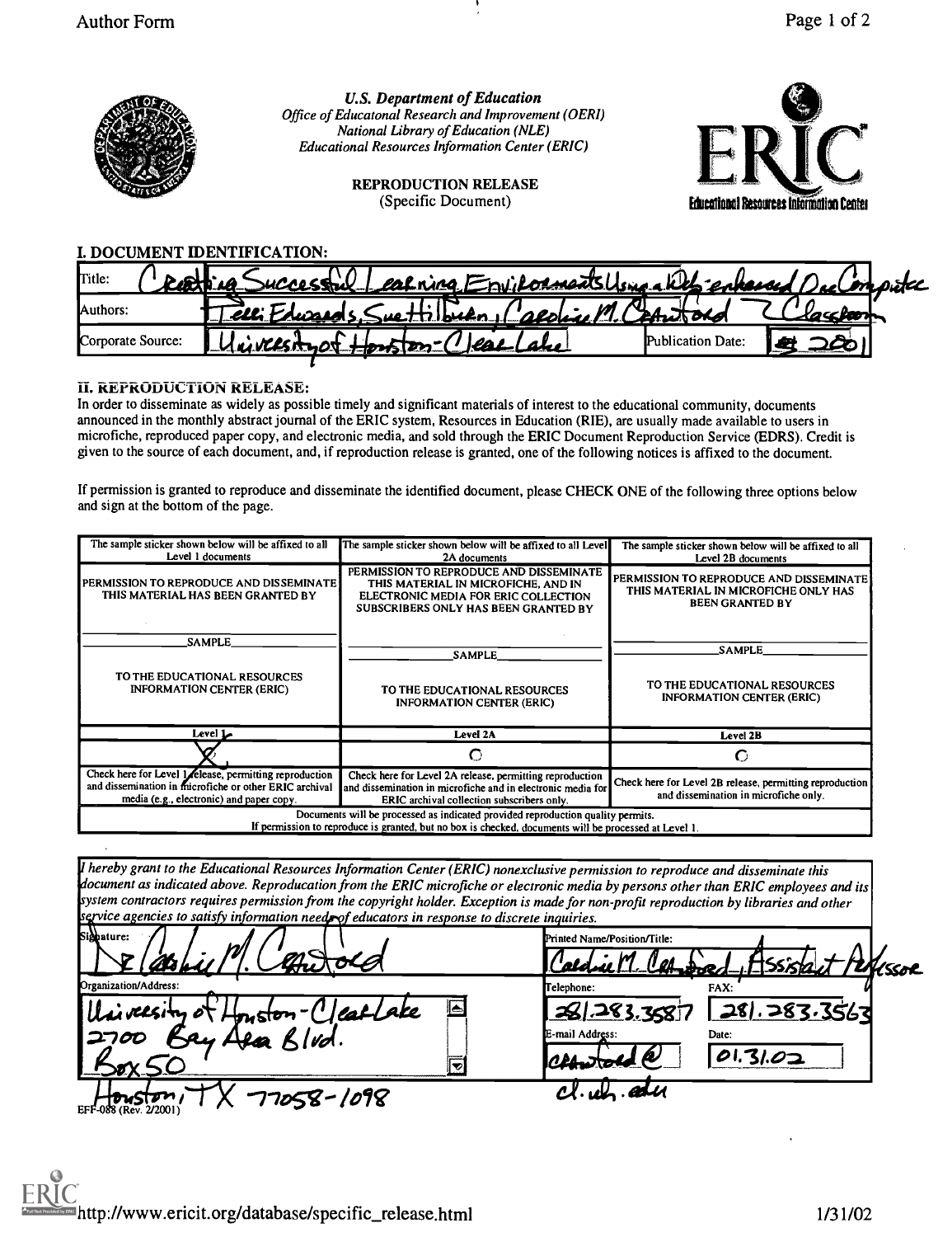U.S. Department of Education
*Office of Educatonal Research and Improvement (OERI)*
*National Library of Education (NLE)*
*Educational Resources Information Center (ERIC)*

ERIC
Educational Resources Information Center

REPRODUCTION RELEASE
(Specific Document)

## I. DOCUMENT IDENTIFICATION:

| | | | |
|---|---|---|---|
| Title: | Creating Successful Learning Environments Using a Web-enhanced One Computer Classroom | | |
| Authors: | Terri Edwards, Sue Hillburn, Carolina M. Crawford | | |
| Corporate Source: | University of Houston-Clear Lake | Publication Date: | 2001 |

## II. REPRODUCTION RELEASE:

In order to disseminate as widely as possible timely and significant materials of interest to the educational community, documents announced in the monthly abstract journal of the ERIC system, Resources in Education (RIE), are usually made available to users in microfiche, reproduced paper copy, and electronic media, and sold through the ERIC Document Reproduction Service (EDRS). Credit is given to the source of each document, and, if reproduction release is granted, one of the following notices is affixed to the document.

If permission is granted to reproduce and disseminate the identified document, please CHECK ONE of the following three options below and sign at the bottom of the page.

| The sample sticker shown below will be affixed to all Level 1 documents | The sample sticker shown below will be affixed to all Level 2A documents | The sample sticker shown below will be affixed to all Level 2B documents |
|---|---|---|
| PERMISSION TO REPRODUCE AND DISSEMINATE THIS MATERIAL HAS BEEN GRANTED BY<br>SAMPLE<br>TO THE EDUCATIONAL RESOURCES INFORMATION CENTER (ERIC) | PERMISSION TO REPRODUCE AND DISSEMINATE THIS MATERIAL IN MICROFICHE, AND IN ELECTRONIC MEDIA FOR ERIC COLLECTION SUBSCRIBERS ONLY, HAS BEEN GRANTED BY<br>SAMPLE<br>TO THE EDUCATIONAL RESOURCES INFORMATION CENTER (ERIC) | PERMISSION TO REPRODUCE AND DISSEMINATE THIS MATERIAL IN MICROFICHE ONLY HAS BEEN GRANTED BY<br>SAMPLE<br>TO THE EDUCATIONAL RESOURCES INFORMATION CENTER (ERIC) |
| Level 1 | Level 2A | Level 2B |
| X | ○ | ○ |
| Check here for Level 1 release, permitting reproduction and dissemination in microfiche or other ERIC archival media (e.g., electronic) and paper copy. | Check here for Level 2A release, permitting reproduction and dissemination in microfiche and in electronic media for ERIC archival collection subscribers only. | Check here for Level 2B release, permitting reproduction and dissemination in microfiche only. |

Documents will be processed as indicated provided reproduction quality permits.
If permission to reproduce is granted, but no box is checked, documents will be processed at Level 1.

*I hereby grant to the Educational Resources Information Center (ERIC) nonexclusive permission to reproduce and disseminate this document as indicated above. Reproduction from the ERIC microfiche or electronic media by persons other than ERIC employees and its system contractors requires permission from the copyright holder. Exception is made for non-profit reproduction by libraries and other service agencies to satisfy information needs of educators in response to discrete inquiries.*

| | | |
|---|---|---|
| Signature: Dr. Caroline M. Crawford | Printed Name/Position/Title: Caroline M. Crawford, Assistant Professor | |
| Organization/Address: University of Houston-Clear Lake, 2700 Bay Area Blvd., Box 50, Houston, TX 77058-1098 | Telephone: 281.283.3587 | FAX: 281.283.3563 |
| | E-mail Address: crawford@cl.uh.edu | Date: 01.31.02 |

EFF-088 (Rev. 2/2001)

http://www.ericit.org/database/specific_release.html

1/31/02